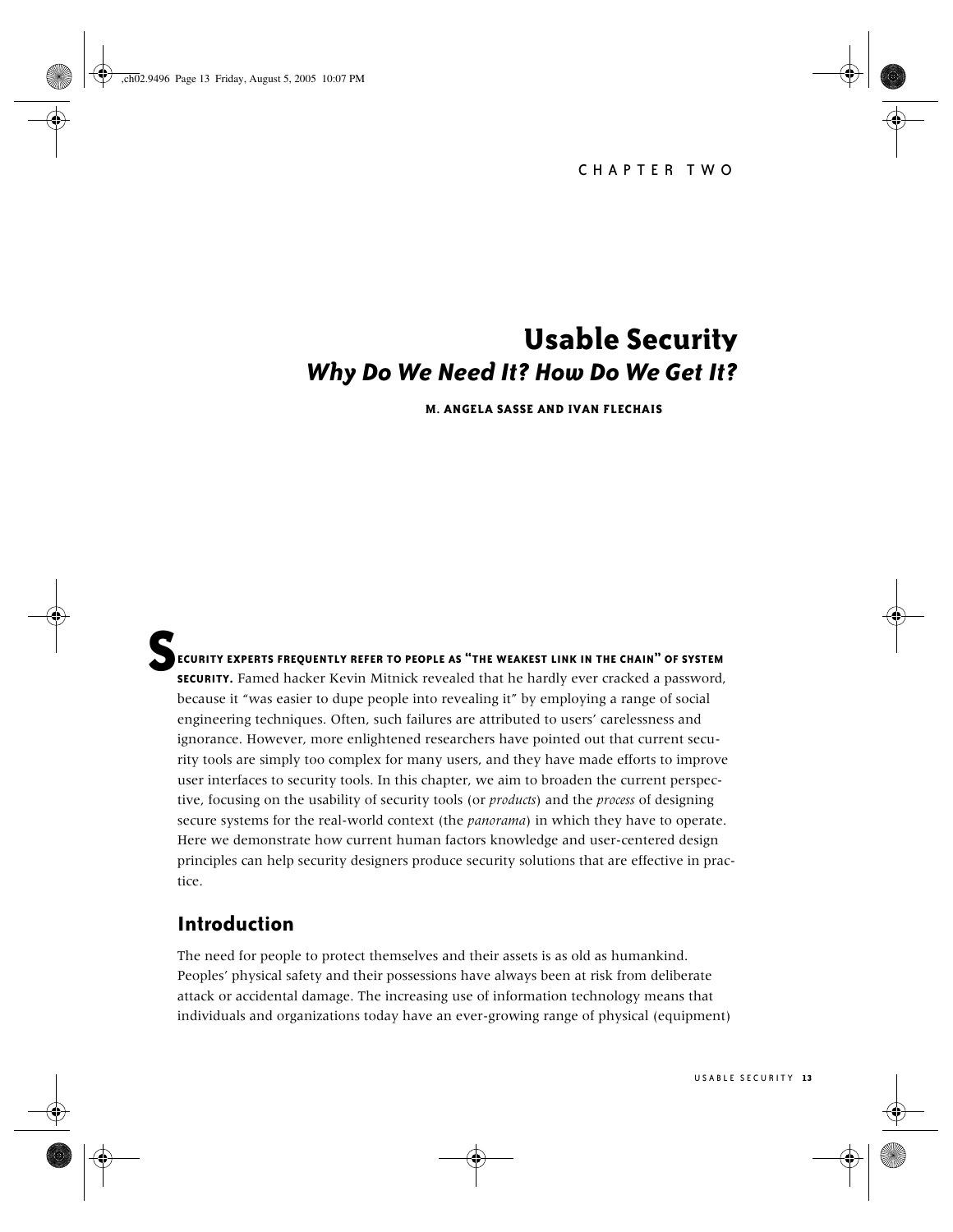CHAPTER TWO

# Usable Security

## *Why Do We Need It? How Do We Get It?*

**M. ANGELA SASSE AND IVAN FLECHAIS**

**SECURITY EXPERTS FREQUENTLY REFER TO PEOPLE AS "THE WEAKEST LINK IN THE CHAIN" OF SYSTEM SECURITY.** Famed hacker Kevin Mitnick revealed that he hardly ever cracked a password, because it "was easier to dupe people into revealing it" by employing a range of social engineering techniques. Often, such failures are attributed to users' carelessness and ignorance. However, more enlightened researchers have pointed out that current security tools are simply too complex for many users, and they have made efforts to improve user interfaces to security tools. In this chapter, we aim to broaden the current perspective, focusing on the usability of security tools (or *products*) and the *process* of designing secure systems for the real-world context (the *panorama*) in which they have to operate. Here we demonstrate how current human factors knowledge and user-centered design principles can help security designers produce security solutions that are effective in practice.

## Introduction

The need for people to protect themselves and their assets is as old as humankind. Peoples' physical safety and their possessions have always been at risk from deliberate attack or accidental damage. The increasing use of information technology means that individuals and organizations today have an ever-growing range of physical (equipment)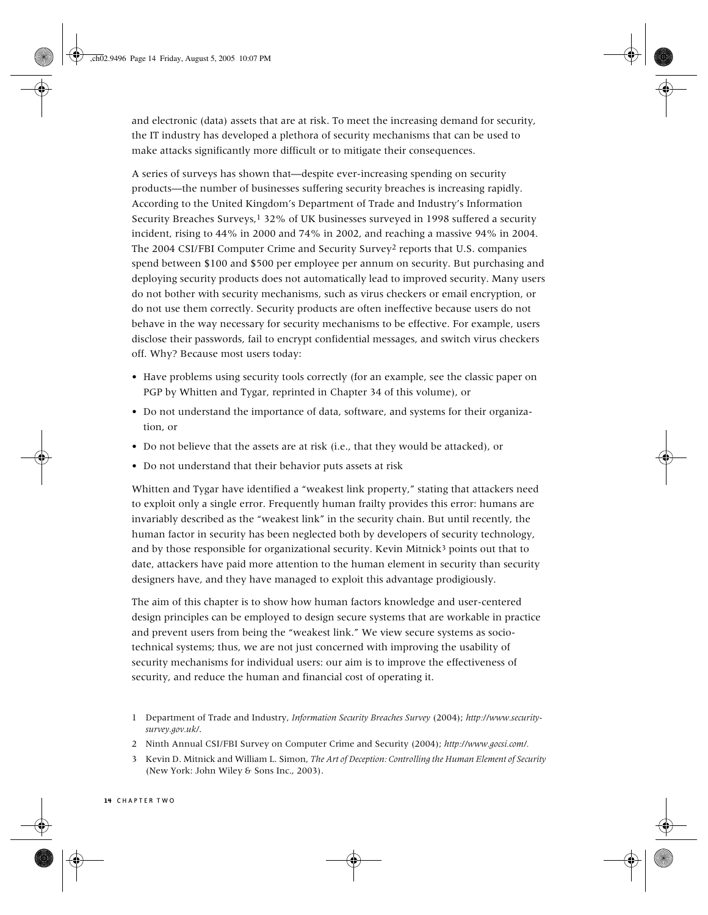and electronic (data) assets that are at risk. To meet the increasing demand for security, the IT industry has developed a plethora of security mechanisms that can be used to make attacks significantly more difficult or to mitigate their consequences.

A series of surveys has shown that—despite ever-increasing spending on security products—the number of businesses suffering security breaches is increasing rapidly. According to the United Kingdom's Department of Trade and Industry's Information Security Breaches Surveys,[1] 32% of UK businesses surveyed in 1998 suffered a security incident, rising to 44% in 2000 and 74% in 2002, and reaching a massive 94% in 2004. The 2004 CSI/FBI Computer Crime and Security Survey[2] reports that U.S. companies spend between $100 and $500 per employee per annum on security. But purchasing and deploying security products does not automatically lead to improved security. Many users do not bother with security mechanisms, such as virus checkers or email encryption, or do not use them correctly. Security products are often ineffective because users do not behave in the way necessary for security mechanisms to be effective. For example, users disclose their passwords, fail to encrypt confidential messages, and switch virus checkers off. Why? Because most users today:

- Have problems using security tools correctly (for an example, see the classic paper on PGP by Whitten and Tygar, reprinted in Chapter 34 of this volume), or
- Do not understand the importance of data, software, and systems for their organization, or
- Do not believe that the assets are at risk (i.e., that they would be attacked), or
- Do not understand that their behavior puts assets at risk

Whitten and Tygar have identified a "weakest link property," stating that attackers need to exploit only a single error. Frequently human frailty provides this error: humans are invariably described as the "weakest link" in the security chain. But until recently, the human factor in security has been neglected both by developers of security technology, and by those responsible for organizational security. Kevin Mitnick[3] points out that to date, attackers have paid more attention to the human element in security than security designers have, and they have managed to exploit this advantage prodigiously.

The aim of this chapter is to show how human factors knowledge and user-centered design principles can be employed to design secure systems that are workable in practice and prevent users from being the "weakest link." We view secure systems as socio-technical systems; thus, we are not just concerned with improving the usability of security mechanisms for individual users: our aim is to improve the effectiveness of security, and reduce the human and financial cost of operating it.

1 Department of Trade and Industry, *Information Security Breaches Survey* (2004); *http://www.security-survey.gov.uk/*.

2 Ninth Annual CSI/FBI Survey on Computer Crime and Security (2004); *http://www.gocsi.com/*.

3 Kevin D. Mitnick and William L. Simon, *The Art of Deception: Controlling the Human Element of Security* (New York: John Wiley & Sons Inc., 2003).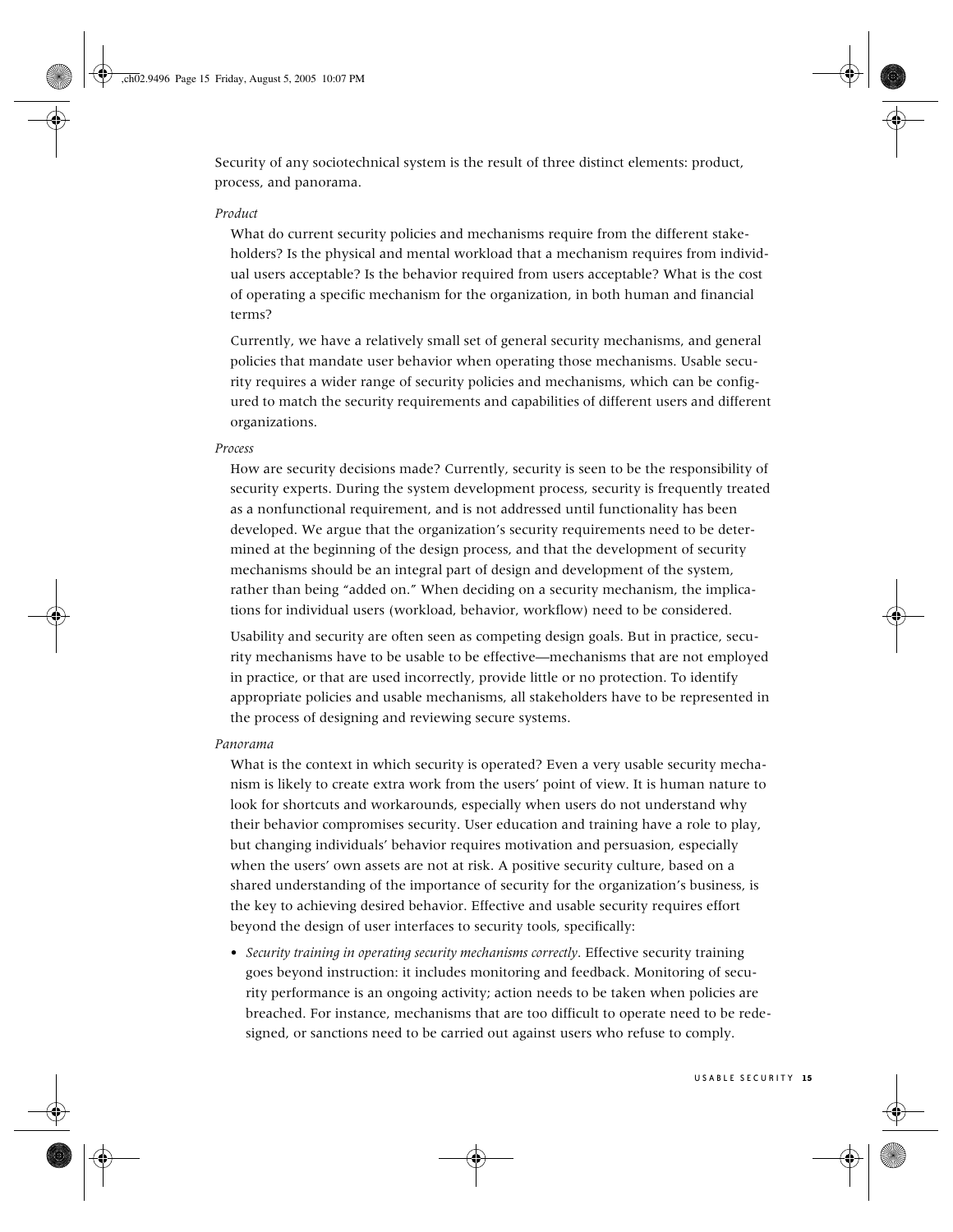Security of any sociotechnical system is the result of three distinct elements: product, process, and panorama.

*Product*

What do current security policies and mechanisms require from the different stakeholders? Is the physical and mental workload that a mechanism requires from individual users acceptable? Is the behavior required from users acceptable? What is the cost of operating a specific mechanism for the organization, in both human and financial terms?

Currently, we have a relatively small set of general security mechanisms, and general policies that mandate user behavior when operating those mechanisms. Usable security requires a wider range of security policies and mechanisms, which can be configured to match the security requirements and capabilities of different users and different organizations.

*Process*

How are security decisions made? Currently, security is seen to be the responsibility of security experts. During the system development process, security is frequently treated as a nonfunctional requirement, and is not addressed until functionality has been developed. We argue that the organization's security requirements need to be determined at the beginning of the design process, and that the development of security mechanisms should be an integral part of design and development of the system, rather than being "added on." When deciding on a security mechanism, the implications for individual users (workload, behavior, workflow) need to be considered.

Usability and security are often seen as competing design goals. But in practice, security mechanisms have to be usable to be effective—mechanisms that are not employed in practice, or that are used incorrectly, provide little or no protection. To identify appropriate policies and usable mechanisms, all stakeholders have to be represented in the process of designing and reviewing secure systems.

*Panorama*

What is the context in which security is operated? Even a very usable security mechanism is likely to create extra work from the users' point of view. It is human nature to look for shortcuts and workarounds, especially when users do not understand why their behavior compromises security. User education and training have a role to play, but changing individuals' behavior requires motivation and persuasion, especially when the users' own assets are not at risk. A positive security culture, based on a shared understanding of the importance of security for the organization's business, is the key to achieving desired behavior. Effective and usable security requires effort beyond the design of user interfaces to security tools, specifically:

- *Security training in operating security mechanisms correctly*. Effective security training goes beyond instruction: it includes monitoring and feedback. Monitoring of security performance is an ongoing activity; action needs to be taken when policies are breached. For instance, mechanisms that are too difficult to operate need to be redesigned, or sanctions need to be carried out against users who refuse to comply.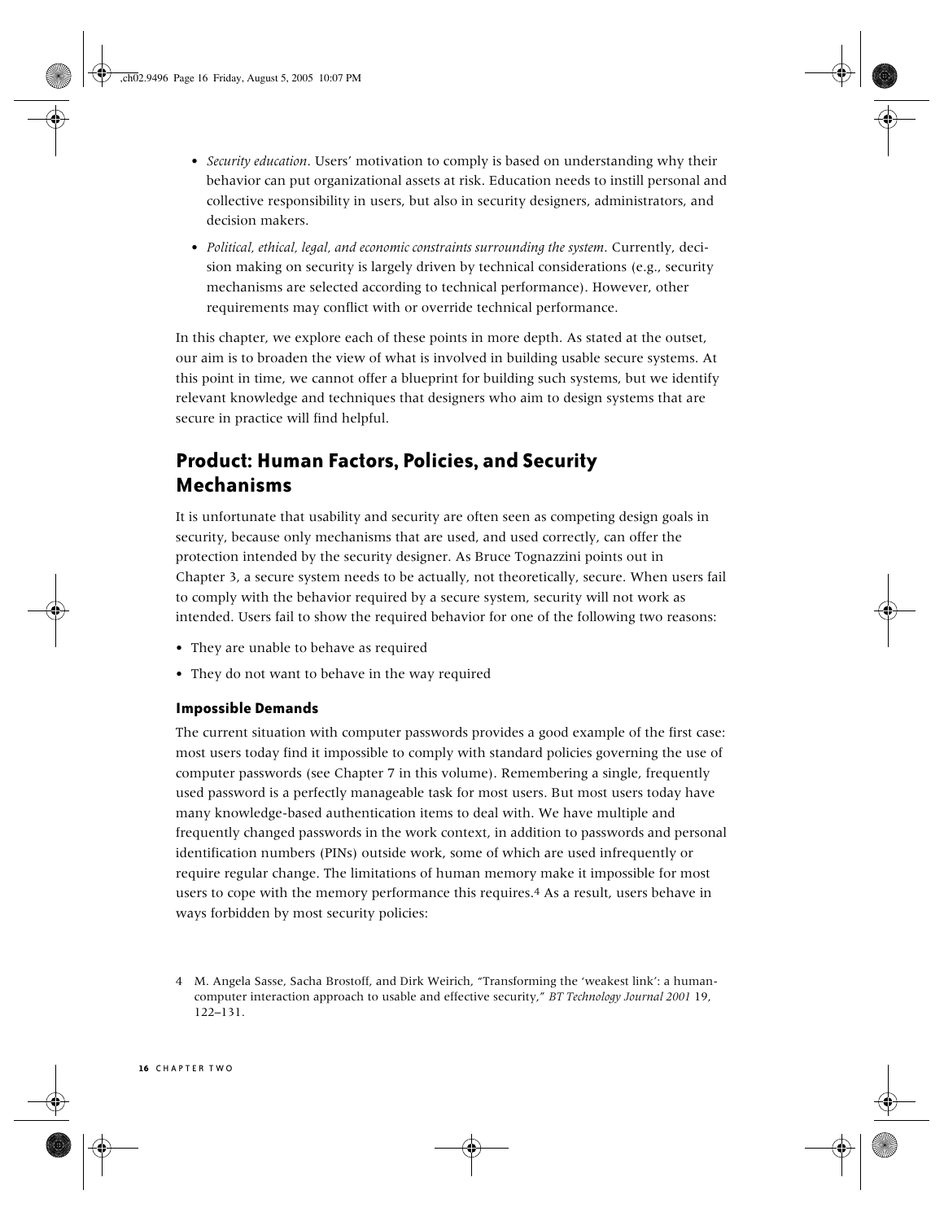- *Security education*. Users' motivation to comply is based on understanding why their behavior can put organizational assets at risk. Education needs to instill personal and collective responsibility in users, but also in security designers, administrators, and decision makers.
- *Political, ethical, legal, and economic constraints surrounding the system*. Currently, decision making on security is largely driven by technical considerations (e.g., security mechanisms are selected according to technical performance). However, other requirements may conflict with or override technical performance.

In this chapter, we explore each of these points in more depth. As stated at the outset, our aim is to broaden the view of what is involved in building usable secure systems. At this point in time, we cannot offer a blueprint for building such systems, but we identify relevant knowledge and techniques that designers who aim to design systems that are secure in practice will find helpful.

## Product: Human Factors, Policies, and Security Mechanisms

It is unfortunate that usability and security are often seen as competing design goals in security, because only mechanisms that are used, and used correctly, can offer the protection intended by the security designer. As Bruce Tognazzini points out in Chapter 3, a secure system needs to be actually, not theoretically, secure. When users fail to comply with the behavior required by a secure system, security will not work as intended. Users fail to show the required behavior for one of the following two reasons:

- They are unable to behave as required
- They do not want to behave in the way required

### Impossible Demands

The current situation with computer passwords provides a good example of the first case: most users today find it impossible to comply with standard policies governing the use of computer passwords (see Chapter 7 in this volume). Remembering a single, frequently used password is a perfectly manageable task for most users. But most users today have many knowledge-based authentication items to deal with. We have multiple and frequently changed passwords in the work context, in addition to passwords and personal identification numbers (PINs) outside work, some of which are used infrequently or require regular change. The limitations of human memory make it impossible for most users to cope with the memory performance this requires.[4] As a result, users behave in ways forbidden by most security policies:

4 M. Angela Sasse, Sacha Brostoff, and Dirk Weirich, "Transforming the 'weakest link': a human-computer interaction approach to usable and effective security," *BT Technology Journal 2001* 19, 122–131.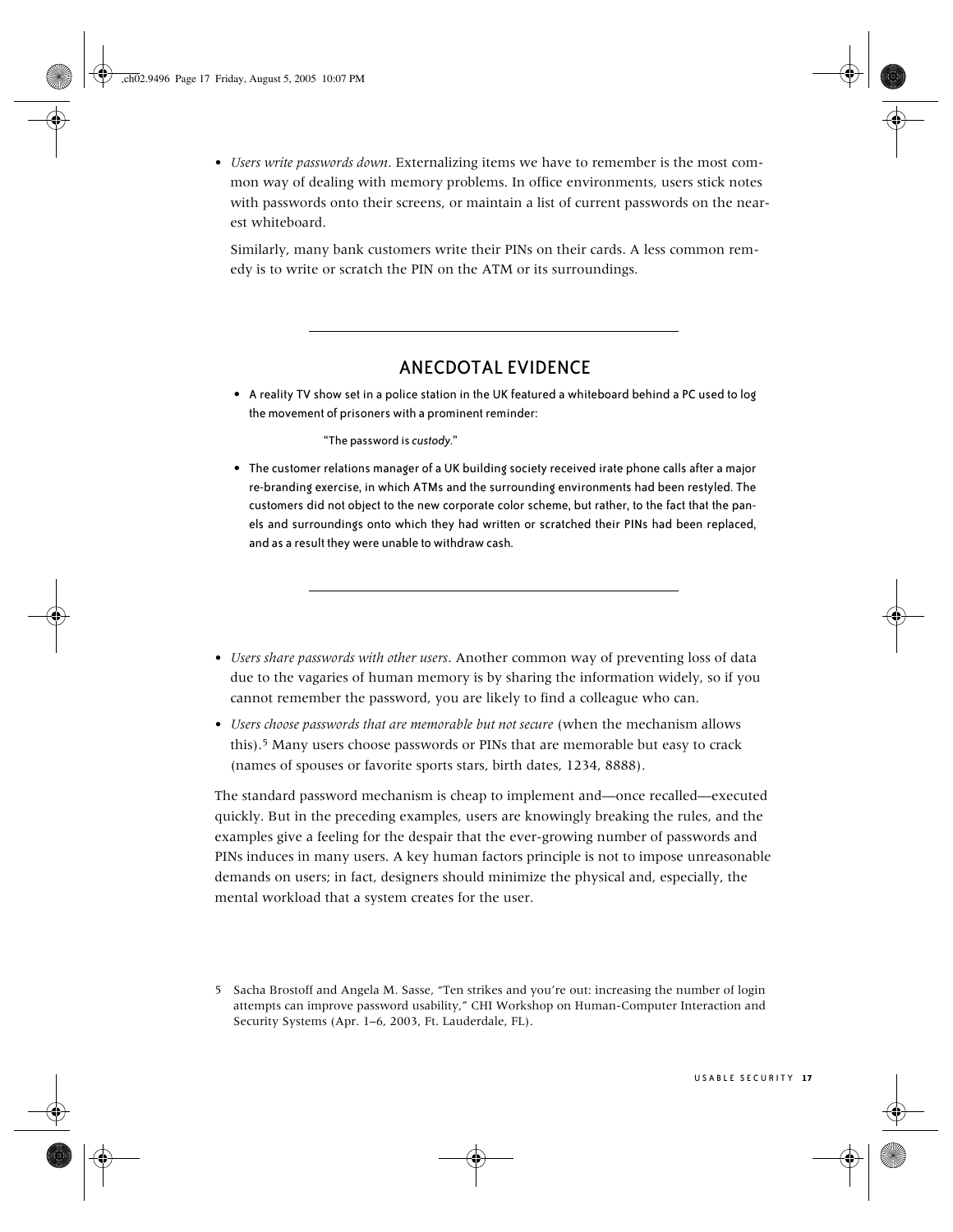- *Users write passwords down*. Externalizing items we have to remember is the most common way of dealing with memory problems. In office environments, users stick notes with passwords onto their screens, or maintain a list of current passwords on the nearest whiteboard.

  Similarly, many bank customers write their PINs on their cards. A less common remedy is to write or scratch the PIN on the ATM or its surroundings.

---

## ANECDOTAL EVIDENCE

- A reality TV show set in a police station in the UK featured a whiteboard behind a PC used to log the movement of prisoners with a prominent reminder:

  "The password is *custody*."

- The customer relations manager of a UK building society received irate phone calls after a major re-branding exercise, in which ATMs and the surrounding environments had been restyled. The customers did not object to the new corporate color scheme, but rather, to the fact that the panels and surroundings onto which they had written or scratched their PINs had been replaced, and as a result they were unable to withdraw cash.

---

- *Users share passwords with other users*. Another common way of preventing loss of data due to the vagaries of human memory is by sharing the information widely, so if you cannot remember the password, you are likely to find a colleague who can.
- *Users choose passwords that are memorable but not secure* (when the mechanism allows this).[5] Many users choose passwords or PINs that are memorable but easy to crack (names of spouses or favorite sports stars, birth dates, 1234, 8888).

The standard password mechanism is cheap to implement and—once recalled—executed quickly. But in the preceding examples, users are knowingly breaking the rules, and the examples give a feeling for the despair that the ever-growing number of passwords and PINs induces in many users. A key human factors principle is not to impose unreasonable demands on users; in fact, designers should minimize the physical and, especially, the mental workload that a system creates for the user.

5 Sacha Brostoff and Angela M. Sasse, "Ten strikes and you're out: increasing the number of login attempts can improve password usability," CHI Workshop on Human-Computer Interaction and Security Systems (Apr. 1–6, 2003, Ft. Lauderdale, FL).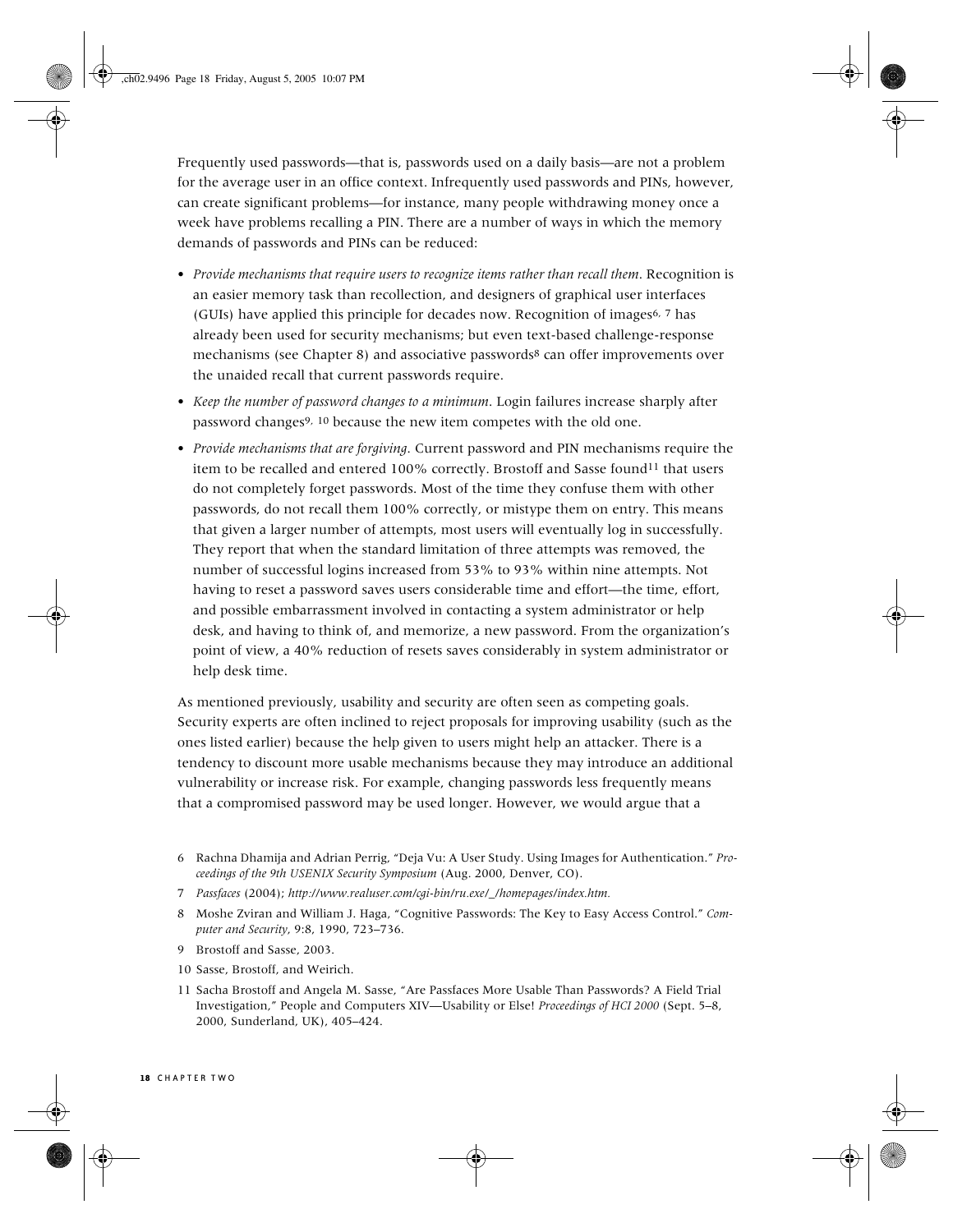Frequently used passwords—that is, passwords used on a daily basis—are not a problem for the average user in an office context. Infrequently used passwords and PINs, however, can create significant problems—for instance, many people withdrawing money once a week have problems recalling a PIN. There are a number of ways in which the memory demands of passwords and PINs can be reduced:

- *Provide mechanisms that require users to recognize items rather than recall them*. Recognition is an easier memory task than recollection, and designers of graphical user interfaces (GUIs) have applied this principle for decades now. Recognition of images[6, 7] has already been used for security mechanisms; but even text-based challenge-response mechanisms (see Chapter 8) and associative passwords[8] can offer improvements over the unaided recall that current passwords require.
- *Keep the number of password changes to a minimum*. Login failures increase sharply after password changes[9, 10] because the new item competes with the old one.
- *Provide mechanisms that are forgiving*. Current password and PIN mechanisms require the item to be recalled and entered 100% correctly. Brostoff and Sasse found[11] that users do not completely forget passwords. Most of the time they confuse them with other passwords, do not recall them 100% correctly, or mistype them on entry. This means that given a larger number of attempts, most users will eventually log in successfully. They report that when the standard limitation of three attempts was removed, the number of successful logins increased from 53% to 93% within nine attempts. Not having to reset a password saves users considerable time and effort—the time, effort, and possible embarrassment involved in contacting a system administrator or help desk, and having to think of, and memorize, a new password. From the organization's point of view, a 40% reduction of resets saves considerably in system administrator or help desk time.

As mentioned previously, usability and security are often seen as competing goals. Security experts are often inclined to reject proposals for improving usability (such as the ones listed earlier) because the help given to users might help an attacker. There is a tendency to discount more usable mechanisms because they may introduce an additional vulnerability or increase risk. For example, changing passwords less frequently means that a compromised password may be used longer. However, we would argue that a

6 Rachna Dhamija and Adrian Perrig, "Deja Vu: A User Study. Using Images for Authentication." *Proceedings of the 9th USENIX Security Symposium* (Aug. 2000, Denver, CO).

7 *Passfaces* (2004); *http://www.realuser.com/cgi-bin/ru.exe/_/homepages/index.htm.*

8 Moshe Zviran and William J. Haga, "Cognitive Passwords: The Key to Easy Access Control." *Computer and Security*, 9:8, 1990, 723–736.

9 Brostoff and Sasse, 2003.

10 Sasse, Brostoff, and Weirich.

11 Sacha Brostoff and Angela M. Sasse, "Are Passfaces More Usable Than Passwords? A Field Trial Investigation," People and Computers XIV—Usability or Else! *Proceedings of HCI 2000* (Sept. 5–8, 2000, Sunderland, UK), 405–424.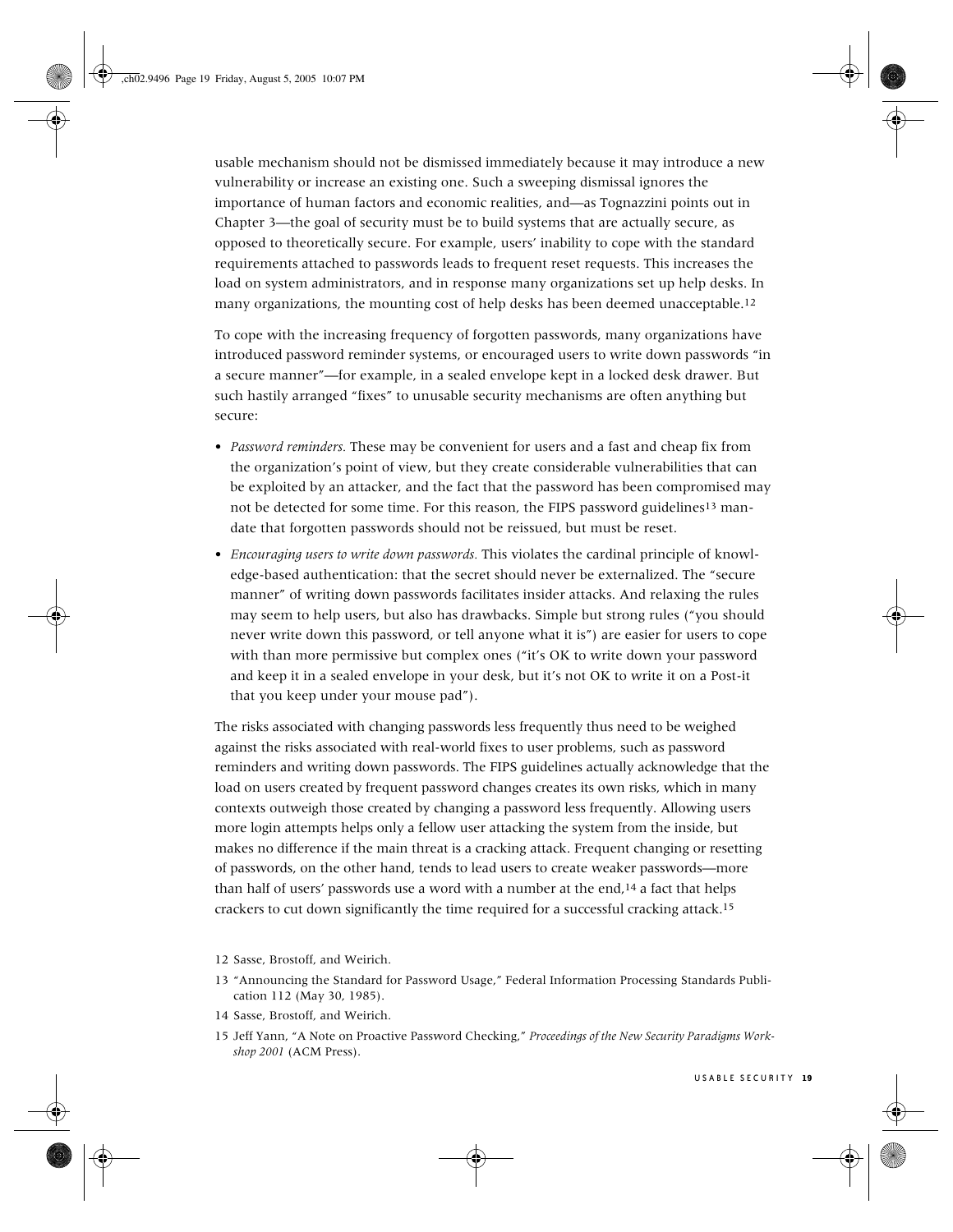usable mechanism should not be dismissed immediately because it may introduce a new vulnerability or increase an existing one. Such a sweeping dismissal ignores the importance of human factors and economic realities, and—as Tognazzini points out in Chapter 3—the goal of security must be to build systems that are actually secure, as opposed to theoretically secure. For example, users' inability to cope with the standard requirements attached to passwords leads to frequent reset requests. This increases the load on system administrators, and in response many organizations set up help desks. In many organizations, the mounting cost of help desks has been deemed unacceptable.[12]

To cope with the increasing frequency of forgotten passwords, many organizations have introduced password reminder systems, or encouraged users to write down passwords "in a secure manner"—for example, in a sealed envelope kept in a locked desk drawer. But such hastily arranged "fixes" to unusable security mechanisms are often anything but secure:

- *Password reminders.* These may be convenient for users and a fast and cheap fix from the organization's point of view, but they create considerable vulnerabilities that can be exploited by an attacker, and the fact that the password has been compromised may not be detected for some time. For this reason, the FIPS password guidelines[13] mandate that forgotten passwords should not be reissued, but must be reset.
- *Encouraging users to write down passwords.* This violates the cardinal principle of knowledge-based authentication: that the secret should never be externalized. The "secure manner" of writing down passwords facilitates insider attacks. And relaxing the rules may seem to help users, but also has drawbacks. Simple but strong rules ("you should never write down this password, or tell anyone what it is") are easier for users to cope with than more permissive but complex ones ("it's OK to write down your password and keep it in a sealed envelope in your desk, but it's not OK to write it on a Post-it that you keep under your mouse pad").

The risks associated with changing passwords less frequently thus need to be weighed against the risks associated with real-world fixes to user problems, such as password reminders and writing down passwords. The FIPS guidelines actually acknowledge that the load on users created by frequent password changes creates its own risks, which in many contexts outweigh those created by changing a password less frequently. Allowing users more login attempts helps only a fellow user attacking the system from the inside, but makes no difference if the main threat is a cracking attack. Frequent changing or resetting of passwords, on the other hand, tends to lead users to create weaker passwords—more than half of users' passwords use a word with a number at the end,[14] a fact that helps crackers to cut down significantly the time required for a successful cracking attack.[15]

12 Sasse, Brostoff, and Weirich.

13 "Announcing the Standard for Password Usage," Federal Information Processing Standards Publication 112 (May 30, 1985).

14 Sasse, Brostoff, and Weirich.

15 Jeff Yann, "A Note on Proactive Password Checking," *Proceedings of the New Security Paradigms Workshop 2001* (ACM Press).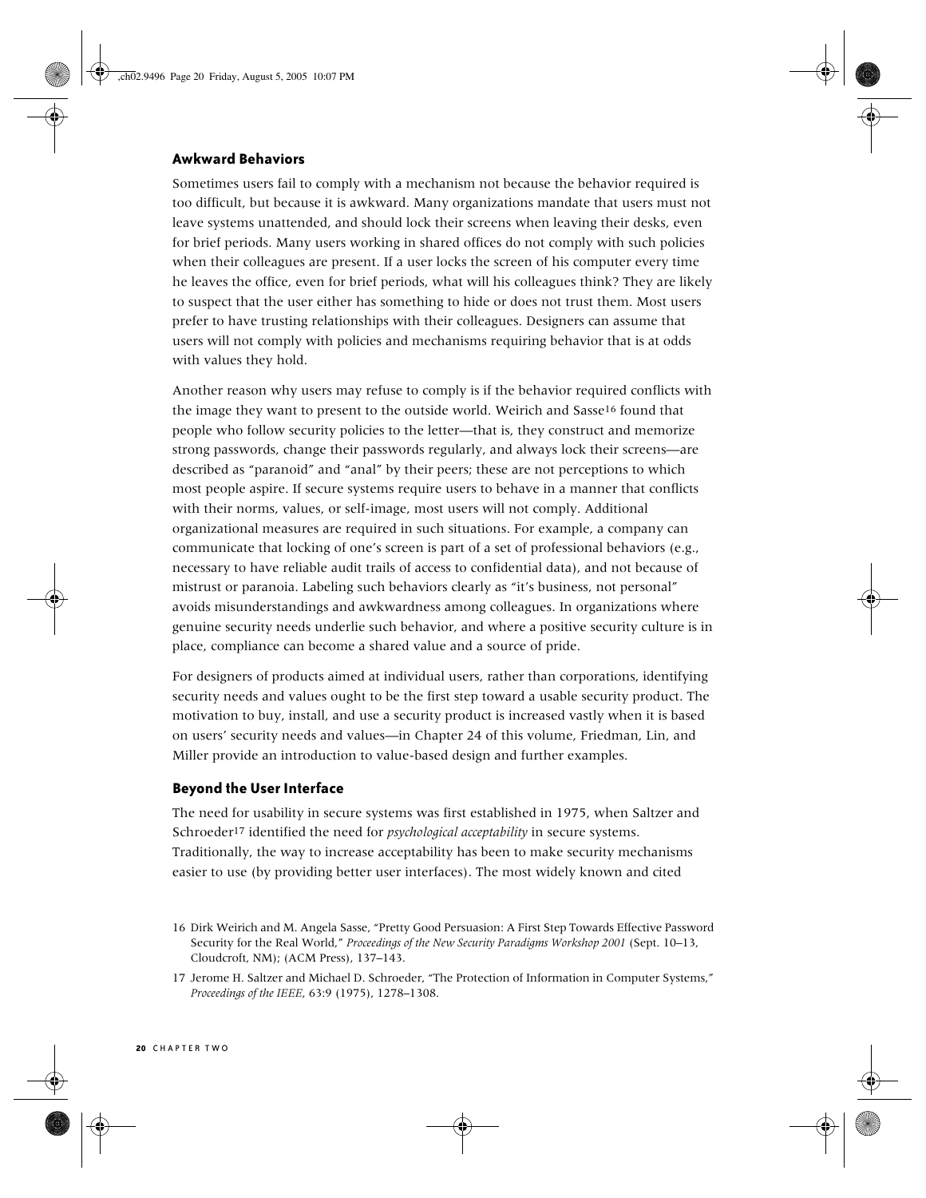### Awkward Behaviors

Sometimes users fail to comply with a mechanism not because the behavior required is too difficult, but because it is awkward. Many organizations mandate that users must not leave systems unattended, and should lock their screens when leaving their desks, even for brief periods. Many users working in shared offices do not comply with such policies when their colleagues are present. If a user locks the screen of his computer every time he leaves the office, even for brief periods, what will his colleagues think? They are likely to suspect that the user either has something to hide or does not trust them. Most users prefer to have trusting relationships with their colleagues. Designers can assume that users will not comply with policies and mechanisms requiring behavior that is at odds with values they hold.

Another reason why users may refuse to comply is if the behavior required conflicts with the image they want to present to the outside world. Weirich and Sasse[16] found that people who follow security policies to the letter—that is, they construct and memorize strong passwords, change their passwords regularly, and always lock their screens—are described as "paranoid" and "anal" by their peers; these are not perceptions to which most people aspire. If secure systems require users to behave in a manner that conflicts with their norms, values, or self-image, most users will not comply. Additional organizational measures are required in such situations. For example, a company can communicate that locking of one's screen is part of a set of professional behaviors (e.g., necessary to have reliable audit trails of access to confidential data), and not because of mistrust or paranoia. Labeling such behaviors clearly as "it's business, not personal" avoids misunderstandings and awkwardness among colleagues. In organizations where genuine security needs underlie such behavior, and where a positive security culture is in place, compliance can become a shared value and a source of pride.

For designers of products aimed at individual users, rather than corporations, identifying security needs and values ought to be the first step toward a usable security product. The motivation to buy, install, and use a security product is increased vastly when it is based on users' security needs and values—in Chapter 24 of this volume, Friedman, Lin, and Miller provide an introduction to value-based design and further examples.

### Beyond the User Interface

The need for usability in secure systems was first established in 1975, when Saltzer and Schroeder[17] identified the need for *psychological acceptability* in secure systems. Traditionally, the way to increase acceptability has been to make security mechanisms easier to use (by providing better user interfaces). The most widely known and cited

16 Dirk Weirich and M. Angela Sasse, "Pretty Good Persuasion: A First Step Towards Effective Password Security for the Real World," *Proceedings of the New Security Paradigms Workshop 2001* (Sept. 10–13, Cloudcroft, NM); (ACM Press), 137–143.

17 Jerome H. Saltzer and Michael D. Schroeder, "The Protection of Information in Computer Systems," *Proceedings of the IEEE*, 63:9 (1975), 1278–1308.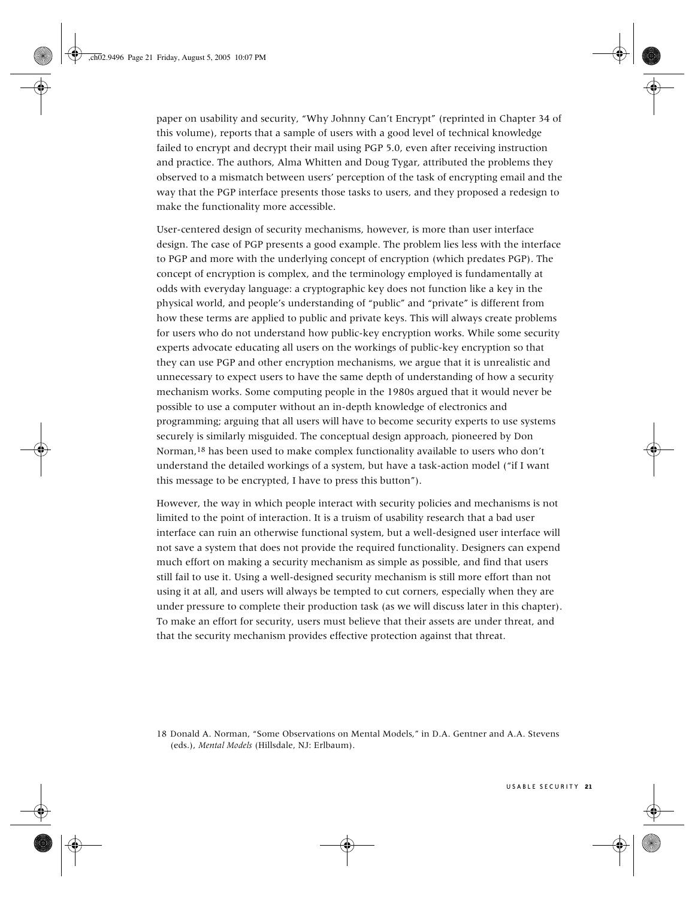paper on usability and security, "Why Johnny Can't Encrypt" (reprinted in Chapter 34 of this volume), reports that a sample of users with a good level of technical knowledge failed to encrypt and decrypt their mail using PGP 5.0, even after receiving instruction and practice. The authors, Alma Whitten and Doug Tygar, attributed the problems they observed to a mismatch between users' perception of the task of encrypting email and the way that the PGP interface presents those tasks to users, and they proposed a redesign to make the functionality more accessible.

User-centered design of security mechanisms, however, is more than user interface design. The case of PGP presents a good example. The problem lies less with the interface to PGP and more with the underlying concept of encryption (which predates PGP). The concept of encryption is complex, and the terminology employed is fundamentally at odds with everyday language: a cryptographic key does not function like a key in the physical world, and people's understanding of "public" and "private" is different from how these terms are applied to public and private keys. This will always create problems for users who do not understand how public-key encryption works. While some security experts advocate educating all users on the workings of public-key encryption so that they can use PGP and other encryption mechanisms, we argue that it is unrealistic and unnecessary to expect users to have the same depth of understanding of how a security mechanism works. Some computing people in the 1980s argued that it would never be possible to use a computer without an in-depth knowledge of electronics and programming; arguing that all users will have to become security experts to use systems securely is similarly misguided. The conceptual design approach, pioneered by Don Norman,[18] has been used to make complex functionality available to users who don't understand the detailed workings of a system, but have a task-action model ("if I want this message to be encrypted, I have to press this button").

However, the way in which people interact with security policies and mechanisms is not limited to the point of interaction. It is a truism of usability research that a bad user interface can ruin an otherwise functional system, but a well-designed user interface will not save a system that does not provide the required functionality. Designers can expend much effort on making a security mechanism as simple as possible, and find that users still fail to use it. Using a well-designed security mechanism is still more effort than not using it at all, and users will always be tempted to cut corners, especially when they are under pressure to complete their production task (as we will discuss later in this chapter). To make an effort for security, users must believe that their assets are under threat, and that the security mechanism provides effective protection against that threat.

18 Donald A. Norman, "Some Observations on Mental Models," in D.A. Gentner and A.A. Stevens (eds.), *Mental Models* (Hillsdale, NJ: Erlbaum).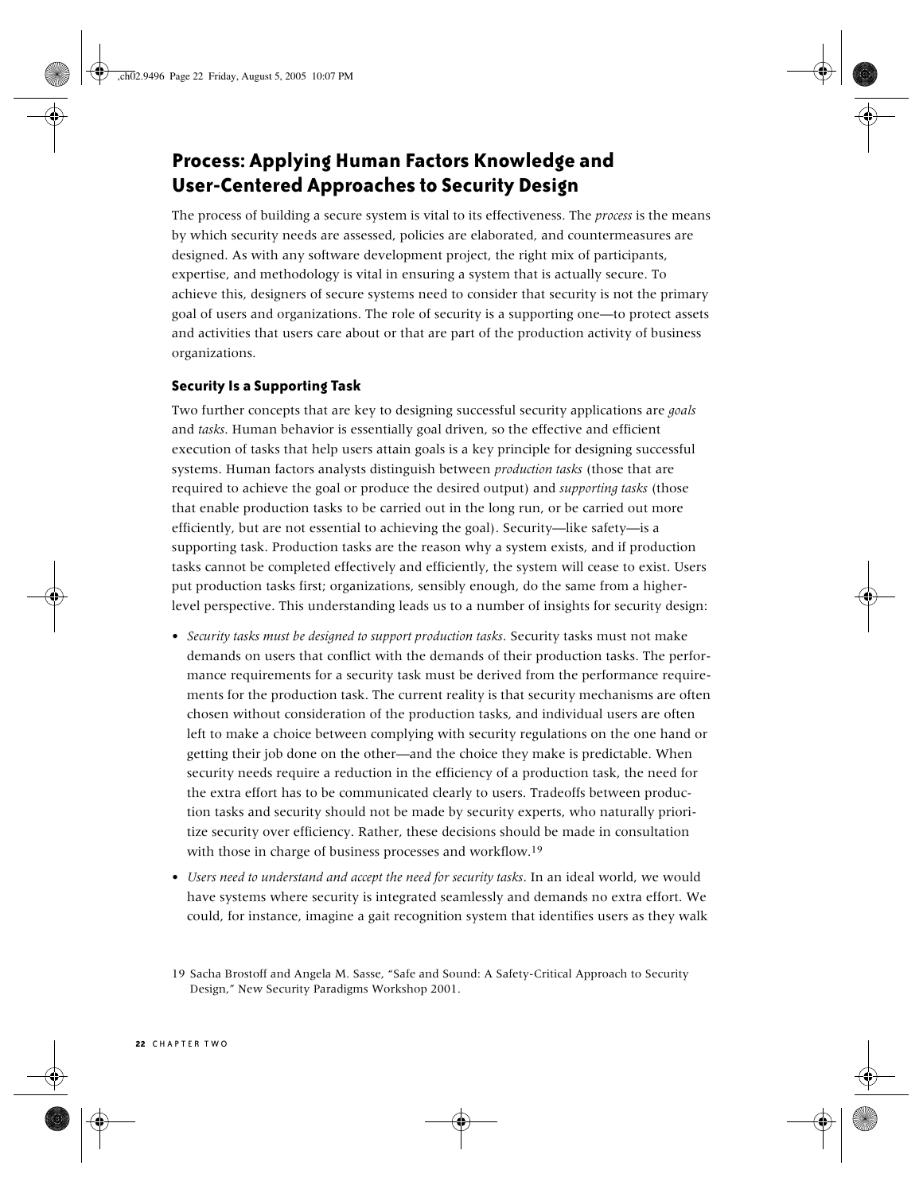## Process: Applying Human Factors Knowledge and User-Centered Approaches to Security Design

The process of building a secure system is vital to its effectiveness. The *process* is the means by which security needs are assessed, policies are elaborated, and countermeasures are designed. As with any software development project, the right mix of participants, expertise, and methodology is vital in ensuring a system that is actually secure. To achieve this, designers of secure systems need to consider that security is not the primary goal of users and organizations. The role of security is a supporting one—to protect assets and activities that users care about or that are part of the production activity of business organizations.

### Security Is a Supporting Task

Two further concepts that are key to designing successful security applications are *goals* and *tasks*. Human behavior is essentially goal driven, so the effective and efficient execution of tasks that help users attain goals is a key principle for designing successful systems. Human factors analysts distinguish between *production tasks* (those that are required to achieve the goal or produce the desired output) and *supporting tasks* (those that enable production tasks to be carried out in the long run, or be carried out more efficiently, but are not essential to achieving the goal). Security—like safety—is a supporting task. Production tasks are the reason why a system exists, and if production tasks cannot be completed effectively and efficiently, the system will cease to exist. Users put production tasks first; organizations, sensibly enough, do the same from a higher-level perspective. This understanding leads us to a number of insights for security design:

- *Security tasks must be designed to support production tasks*. Security tasks must not make demands on users that conflict with the demands of their production tasks. The performance requirements for a security task must be derived from the performance requirements for the production task. The current reality is that security mechanisms are often chosen without consideration of the production tasks, and individual users are often left to make a choice between complying with security regulations on the one hand or getting their job done on the other—and the choice they make is predictable. When security needs require a reduction in the efficiency of a production task, the need for the extra effort has to be communicated clearly to users. Tradeoffs between production tasks and security should not be made by security experts, who naturally prioritize security over efficiency. Rather, these decisions should be made in consultation with those in charge of business processes and workflow.[19]
- *Users need to understand and accept the need for security tasks*. In an ideal world, we would have systems where security is integrated seamlessly and demands no extra effort. We could, for instance, imagine a gait recognition system that identifies users as they walk

19 Sacha Brostoff and Angela M. Sasse, "Safe and Sound: A Safety-Critical Approach to Security Design," New Security Paradigms Workshop 2001.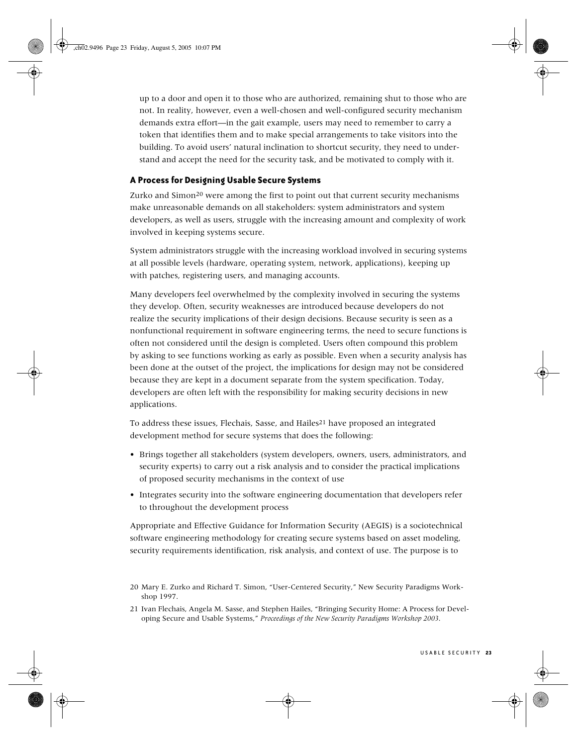up to a door and open it to those who are authorized, remaining shut to those who are not. In reality, however, even a well-chosen and well-configured security mechanism demands extra effort—in the gait example, users may need to remember to carry a token that identifies them and to make special arrangements to take visitors into the building. To avoid users' natural inclination to shortcut security, they need to understand and accept the need for the security task, and be motivated to comply with it.

### A Process for Designing Usable Secure Systems

Zurko and Simon[20] were among the first to point out that current security mechanisms make unreasonable demands on all stakeholders: system administrators and system developers, as well as users, struggle with the increasing amount and complexity of work involved in keeping systems secure.

System administrators struggle with the increasing workload involved in securing systems at all possible levels (hardware, operating system, network, applications), keeping up with patches, registering users, and managing accounts.

Many developers feel overwhelmed by the complexity involved in securing the systems they develop. Often, security weaknesses are introduced because developers do not realize the security implications of their design decisions. Because security is seen as a nonfunctional requirement in software engineering terms, the need to secure functions is often not considered until the design is completed. Users often compound this problem by asking to see functions working as early as possible. Even when a security analysis has been done at the outset of the project, the implications for design may not be considered because they are kept in a document separate from the system specification. Today, developers are often left with the responsibility for making security decisions in new applications.

To address these issues, Flechais, Sasse, and Hailes[21] have proposed an integrated development method for secure systems that does the following:

- Brings together all stakeholders (system developers, owners, users, administrators, and security experts) to carry out a risk analysis and to consider the practical implications of proposed security mechanisms in the context of use
- Integrates security into the software engineering documentation that developers refer to throughout the development process

Appropriate and Effective Guidance for Information Security (AEGIS) is a sociotechnical software engineering methodology for creating secure systems based on asset modeling, security requirements identification, risk analysis, and context of use. The purpose is to

20 Mary E. Zurko and Richard T. Simon, "User-Centered Security," New Security Paradigms Workshop 1997.

21 Ivan Flechais, Angela M. Sasse, and Stephen Hailes, "Bringing Security Home: A Process for Developing Secure and Usable Systems," *Proceedings of the New Security Paradigms Workshop 2003*.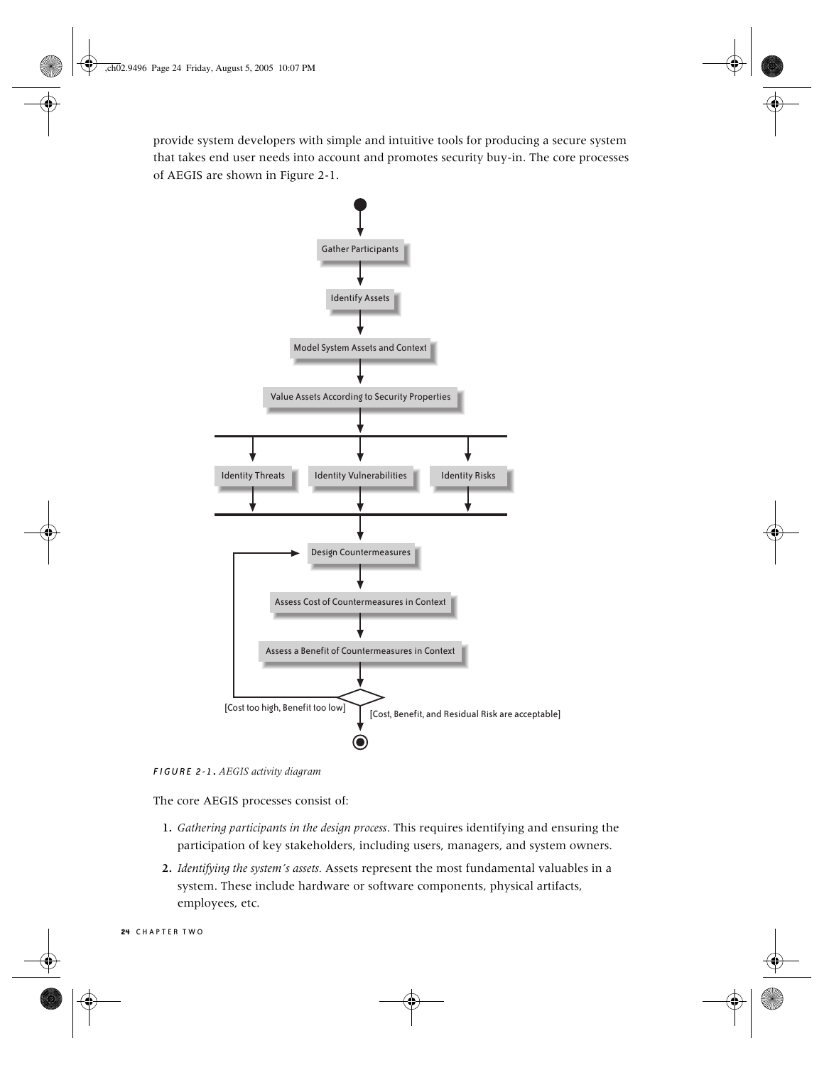provide system developers with simple and intuitive tools for producing a secure system that takes end user needs into account and promotes security buy-in. The core processes of AEGIS are shown in Figure 2-1.

*FIGURE 2-1. AEGIS activity diagram*

The core AEGIS processes consist of:

1. *Gathering participants in the design process*. This requires identifying and ensuring the participation of key stakeholders, including users, managers, and system owners.
2. *Identifying the system's assets.* Assets represent the most fundamental valuables in a system. These include hardware or software components, physical artifacts, employees, etc.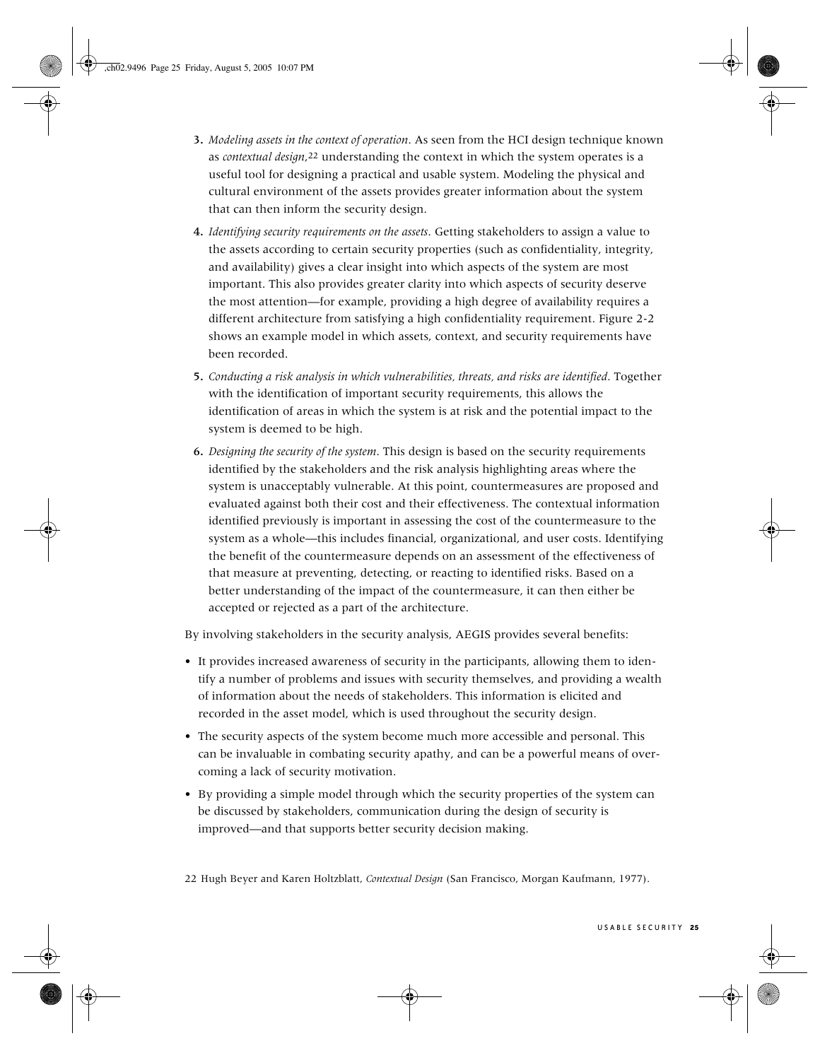3. *Modeling assets in the context of operation*. As seen from the HCI design technique known as *contextual design*,[22] understanding the context in which the system operates is a useful tool for designing a practical and usable system. Modeling the physical and cultural environment of the assets provides greater information about the system that can then inform the security design.

4. *Identifying security requirements on the assets*. Getting stakeholders to assign a value to the assets according to certain security properties (such as confidentiality, integrity, and availability) gives a clear insight into which aspects of the system are most important. This also provides greater clarity into which aspects of security deserve the most attention—for example, providing a high degree of availability requires a different architecture from satisfying a high confidentiality requirement. Figure 2-2 shows an example model in which assets, context, and security requirements have been recorded.

5. *Conducting a risk analysis in which vulnerabilities, threats, and risks are identified*. Together with the identification of important security requirements, this allows the identification of areas in which the system is at risk and the potential impact to the system is deemed to be high.

6. *Designing the security of the system*. This design is based on the security requirements identified by the stakeholders and the risk analysis highlighting areas where the system is unacceptably vulnerable. At this point, countermeasures are proposed and evaluated against both their cost and their effectiveness. The contextual information identified previously is important in assessing the cost of the countermeasure to the system as a whole—this includes financial, organizational, and user costs. Identifying the benefit of the countermeasure depends on an assessment of the effectiveness of that measure at preventing, detecting, or reacting to identified risks. Based on a better understanding of the impact of the countermeasure, it can then either be accepted or rejected as a part of the architecture.

By involving stakeholders in the security analysis, AEGIS provides several benefits:

- It provides increased awareness of security in the participants, allowing them to identify a number of problems and issues with security themselves, and providing a wealth of information about the needs of stakeholders. This information is elicited and recorded in the asset model, which is used throughout the security design.
- The security aspects of the system become much more accessible and personal. This can be invaluable in combating security apathy, and can be a powerful means of overcoming a lack of security motivation.
- By providing a simple model through which the security properties of the system can be discussed by stakeholders, communication during the design of security is improved—and that supports better security decision making.

22 Hugh Beyer and Karen Holtzblatt, *Contextual Design* (San Francisco, Morgan Kaufmann, 1977).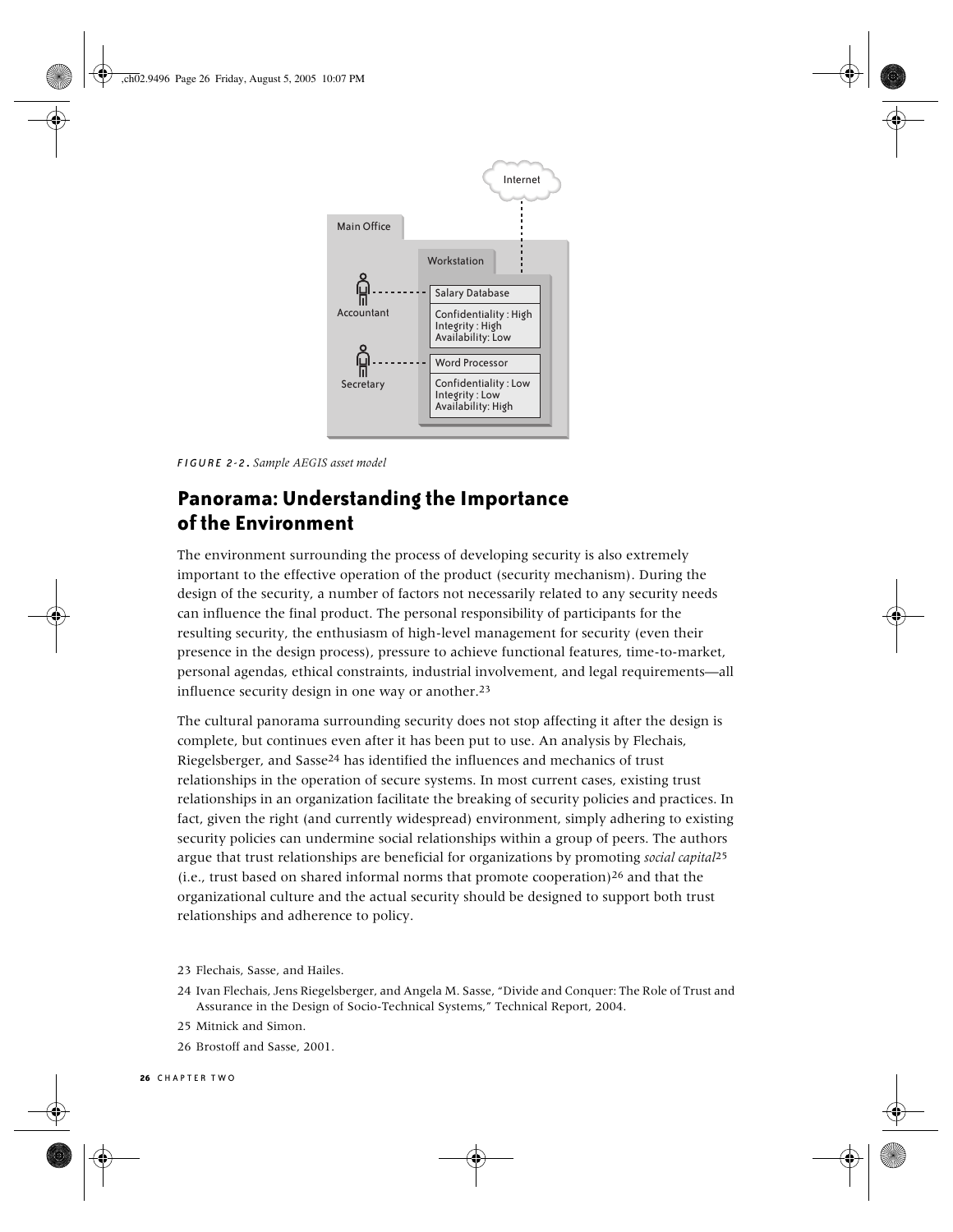*FIGURE 2-2. Sample AEGIS asset model*

## Panorama: Understanding the Importance of the Environment

The environment surrounding the process of developing security is also extremely important to the effective operation of the product (security mechanism). During the design of the security, a number of factors not necessarily related to any security needs can influence the final product. The personal responsibility of participants for the resulting security, the enthusiasm of high-level management for security (even their presence in the design process), pressure to achieve functional features, time-to-market, personal agendas, ethical constraints, industrial involvement, and legal requirements—all influence security design in one way or another.[23]

The cultural panorama surrounding security does not stop affecting it after the design is complete, but continues even after it has been put to use. An analysis by Flechais, Riegelsberger, and Sasse[24] has identified the influences and mechanics of trust relationships in the operation of secure systems. In most current cases, existing trust relationships in an organization facilitate the breaking of security policies and practices. In fact, given the right (and currently widespread) environment, simply adhering to existing security policies can undermine social relationships within a group of peers. The authors argue that trust relationships are beneficial for organizations by promoting *social capital*[25] (i.e., trust based on shared informal norms that promote cooperation)[26] and that the organizational culture and the actual security should be designed to support both trust relationships and adherence to policy.

---

23 Flechais, Sasse, and Hailes.

24 Ivan Flechais, Jens Riegelsberger, and Angela M. Sasse, "Divide and Conquer: The Role of Trust and Assurance in the Design of Socio-Technical Systems," Technical Report, 2004.

25 Mitnick and Simon.

26 Brostoff and Sasse, 2001.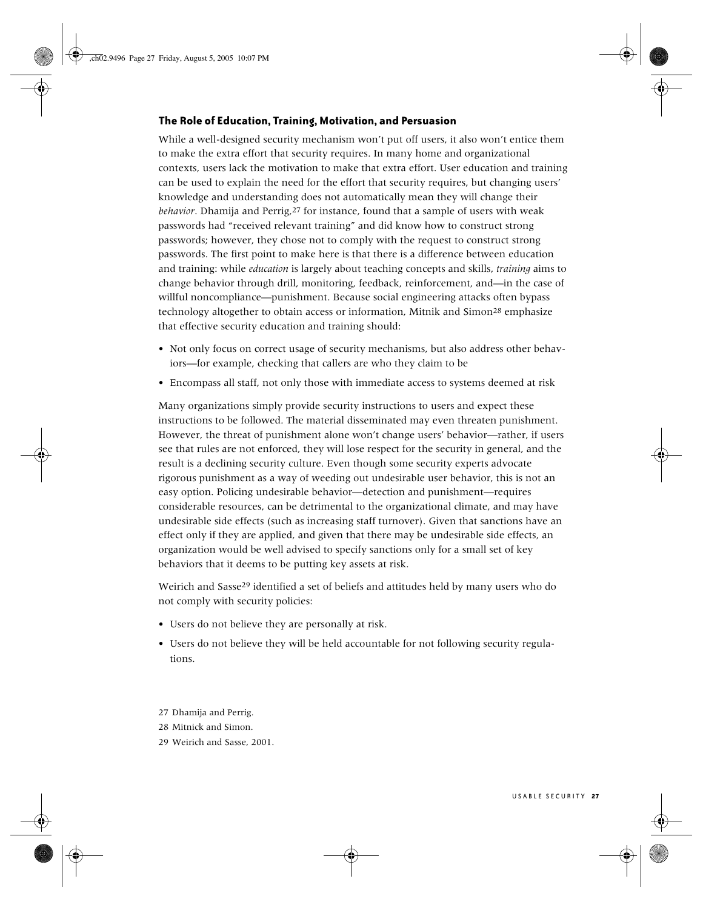### The Role of Education, Training, Motivation, and Persuasion

While a well-designed security mechanism won't put off users, it also won't entice them to make the extra effort that security requires. In many home and organizational contexts, users lack the motivation to make that extra effort. User education and training can be used to explain the need for the effort that security requires, but changing users' knowledge and understanding does not automatically mean they will change their *behavior*. Dhamija and Perrig,[27] for instance, found that a sample of users with weak passwords had "received relevant training" and did know how to construct strong passwords; however, they chose not to comply with the request to construct strong passwords. The first point to make here is that there is a difference between education and training: while *education* is largely about teaching concepts and skills, *training* aims to change behavior through drill, monitoring, feedback, reinforcement, and—in the case of willful noncompliance—punishment. Because social engineering attacks often bypass technology altogether to obtain access or information, Mitnik and Simon[28] emphasize that effective security education and training should:

- Not only focus on correct usage of security mechanisms, but also address other behaviors—for example, checking that callers are who they claim to be
- Encompass all staff, not only those with immediate access to systems deemed at risk

Many organizations simply provide security instructions to users and expect these instructions to be followed. The material disseminated may even threaten punishment. However, the threat of punishment alone won't change users' behavior—rather, if users see that rules are not enforced, they will lose respect for the security in general, and the result is a declining security culture. Even though some security experts advocate rigorous punishment as a way of weeding out undesirable user behavior, this is not an easy option. Policing undesirable behavior—detection and punishment—requires considerable resources, can be detrimental to the organizational climate, and may have undesirable side effects (such as increasing staff turnover). Given that sanctions have an effect only if they are applied, and given that there may be undesirable side effects, an organization would be well advised to specify sanctions only for a small set of key behaviors that it deems to be putting key assets at risk.

Weirich and Sasse[29] identified a set of beliefs and attitudes held by many users who do not comply with security policies:

- Users do not believe they are personally at risk.
- Users do not believe they will be held accountable for not following security regulations.

27 Dhamija and Perrig.

28 Mitnick and Simon.

29 Weirich and Sasse, 2001.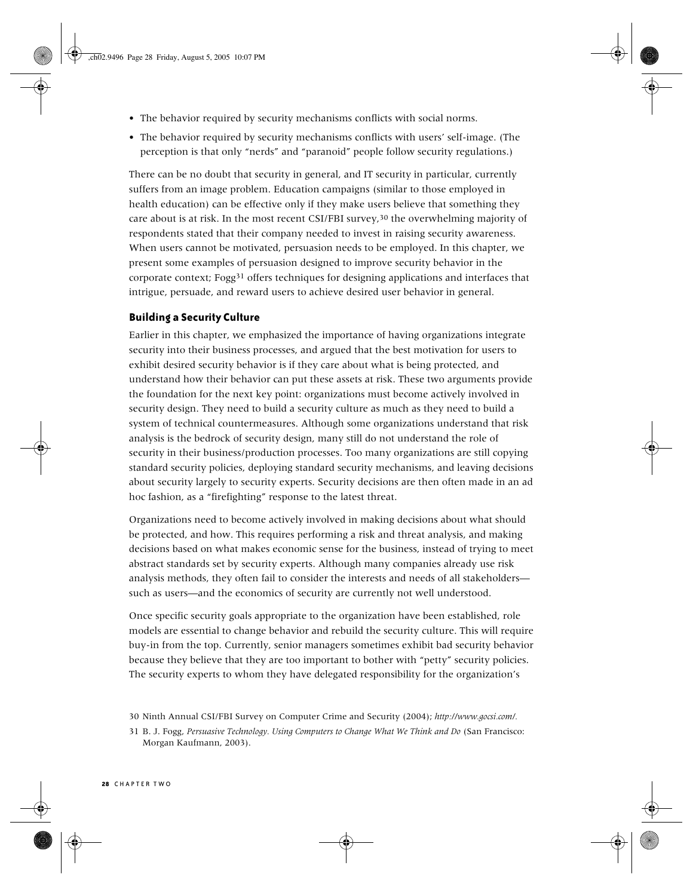- The behavior required by security mechanisms conflicts with social norms.
- The behavior required by security mechanisms conflicts with users' self-image. (The perception is that only "nerds" and "paranoid" people follow security regulations.)

There can be no doubt that security in general, and IT security in particular, currently suffers from an image problem. Education campaigns (similar to those employed in health education) can be effective only if they make users believe that something they care about is at risk. In the most recent CSI/FBI survey,[30] the overwhelming majority of respondents stated that their company needed to invest in raising security awareness. When users cannot be motivated, persuasion needs to be employed. In this chapter, we present some examples of persuasion designed to improve security behavior in the corporate context; Fogg[31] offers techniques for designing applications and interfaces that intrigue, persuade, and reward users to achieve desired user behavior in general.

### Building a Security Culture

Earlier in this chapter, we emphasized the importance of having organizations integrate security into their business processes, and argued that the best motivation for users to exhibit desired security behavior is if they care about what is being protected, and understand how their behavior can put these assets at risk. These two arguments provide the foundation for the next key point: organizations must become actively involved in security design. They need to build a security culture as much as they need to build a system of technical countermeasures. Although some organizations understand that risk analysis is the bedrock of security design, many still do not understand the role of security in their business/production processes. Too many organizations are still copying standard security policies, deploying standard security mechanisms, and leaving decisions about security largely to security experts. Security decisions are then often made in an ad hoc fashion, as a "firefighting" response to the latest threat.

Organizations need to become actively involved in making decisions about what should be protected, and how. This requires performing a risk and threat analysis, and making decisions based on what makes economic sense for the business, instead of trying to meet abstract standards set by security experts. Although many companies already use risk analysis methods, they often fail to consider the interests and needs of all stakeholders—such as users—and the economics of security are currently not well understood.

Once specific security goals appropriate to the organization have been established, role models are essential to change behavior and rebuild the security culture. This will require buy-in from the top. Currently, senior managers sometimes exhibit bad security behavior because they believe that they are too important to bother with "petty" security policies. The security experts to whom they have delegated responsibility for the organization's

30 Ninth Annual CSI/FBI Survey on Computer Crime and Security (2004); *http://www.gocsi.com/*.

31 B. J. Fogg, *Persuasive Technology. Using Computers to Change What We Think and Do* (San Francisco: Morgan Kaufmann, 2003).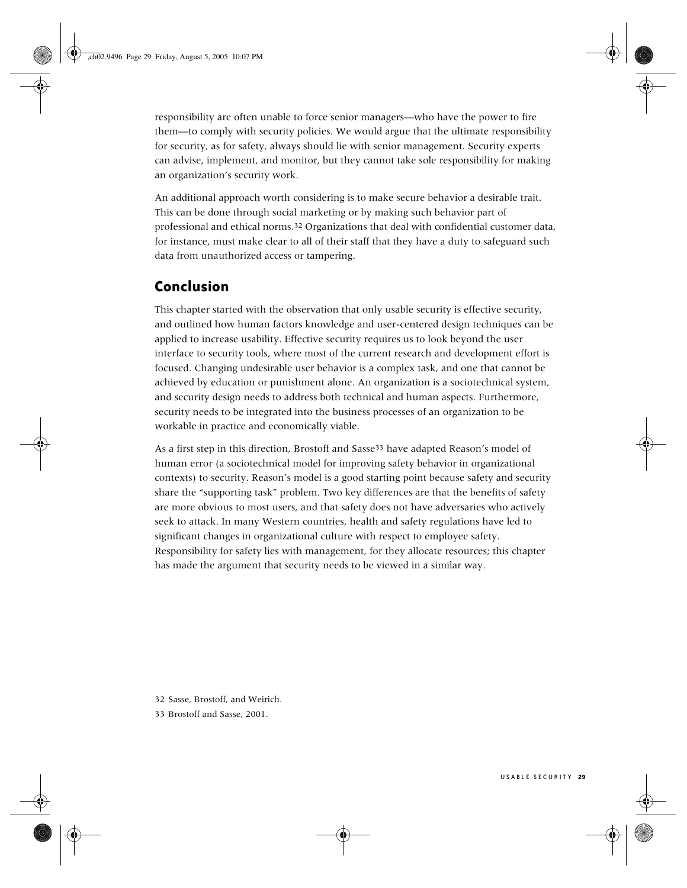responsibility are often unable to force senior managers—who have the power to fire them—to comply with security policies. We would argue that the ultimate responsibility for security, as for safety, always should lie with senior management. Security experts can advise, implement, and monitor, but they cannot take sole responsibility for making an organization's security work.

An additional approach worth considering is to make secure behavior a desirable trait. This can be done through social marketing or by making such behavior part of professional and ethical norms.[32] Organizations that deal with confidential customer data, for instance, must make clear to all of their staff that they have a duty to safeguard such data from unauthorized access or tampering.

## Conclusion

This chapter started with the observation that only usable security is effective security, and outlined how human factors knowledge and user-centered design techniques can be applied to increase usability. Effective security requires us to look beyond the user interface to security tools, where most of the current research and development effort is focused. Changing undesirable user behavior is a complex task, and one that cannot be achieved by education or punishment alone. An organization is a sociotechnical system, and security design needs to address both technical and human aspects. Furthermore, security needs to be integrated into the business processes of an organization to be workable in practice and economically viable.

As a first step in this direction, Brostoff and Sasse[33] have adapted Reason's model of human error (a sociotechnical model for improving safety behavior in organizational contexts) to security. Reason's model is a good starting point because safety and security share the "supporting task" problem. Two key differences are that the benefits of safety are more obvious to most users, and that safety does not have adversaries who actively seek to attack. In many Western countries, health and safety regulations have led to significant changes in organizational culture with respect to employee safety. Responsibility for safety lies with management, for they allocate resources; this chapter has made the argument that security needs to be viewed in a similar way.

32 Sasse, Brostoff, and Weirich.

33 Brostoff and Sasse, 2001.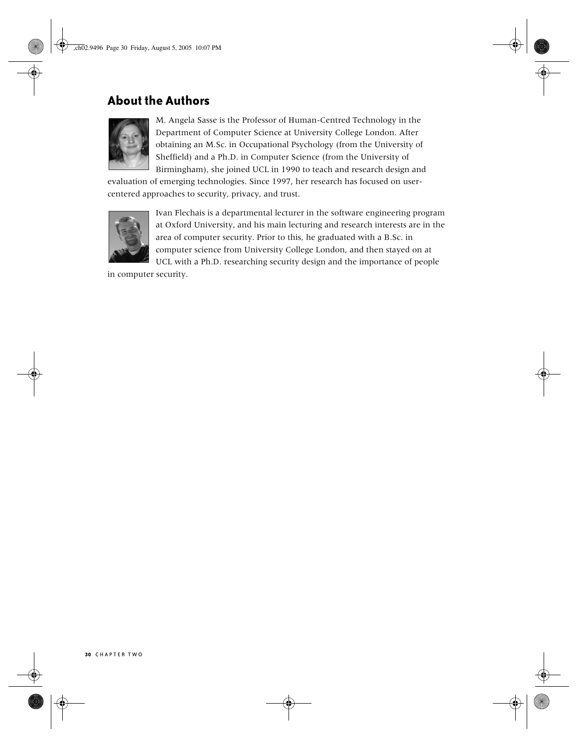## About the Authors

M. Angela Sasse is the Professor of Human-Centred Technology in the Department of Computer Science at University College London. After obtaining an M.Sc. in Occupational Psychology (from the University of Sheffield) and a Ph.D. in Computer Science (from the University of Birmingham), she joined UCL in 1990 to teach and research design and evaluation of emerging technologies. Since 1997, her research has focused on user-centered approaches to security, privacy, and trust.

Ivan Flechais is a departmental lecturer in the software engineering program at Oxford University, and his main lecturing and research interests are in the area of computer security. Prior to this, he graduated with a B.Sc. in computer science from University College London, and then stayed on at UCL with a Ph.D. researching security design and the importance of people in computer security.